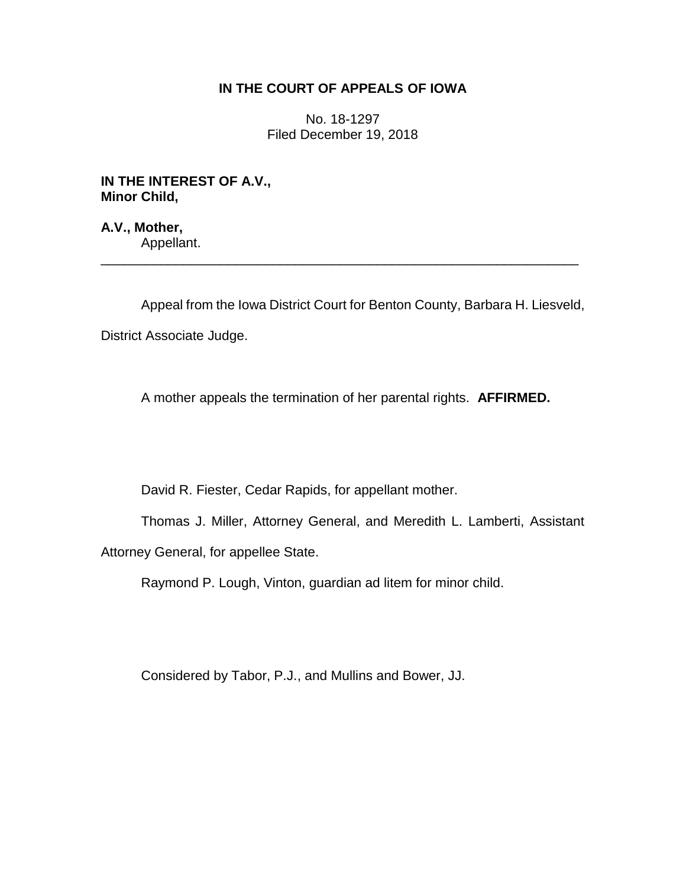# IN THE COURT OF APPEALS OF IOWA

No. 18-1297
Filed December 19, 2018

**IN THE INTEREST OF A.V., Minor Child,**

**A.V., Mother,**
Appellant.

---

Appeal from the Iowa District Court for Benton County, Barbara H. Liesveld, District Associate Judge.

A mother appeals the termination of her parental rights. **AFFIRMED.**

David R. Fiester, Cedar Rapids, for appellant mother.

Thomas J. Miller, Attorney General, and Meredith L. Lamberti, Assistant Attorney General, for appellee State.

Raymond P. Lough, Vinton, guardian ad litem for minor child.

Considered by Tabor, P.J., and Mullins and Bower, JJ.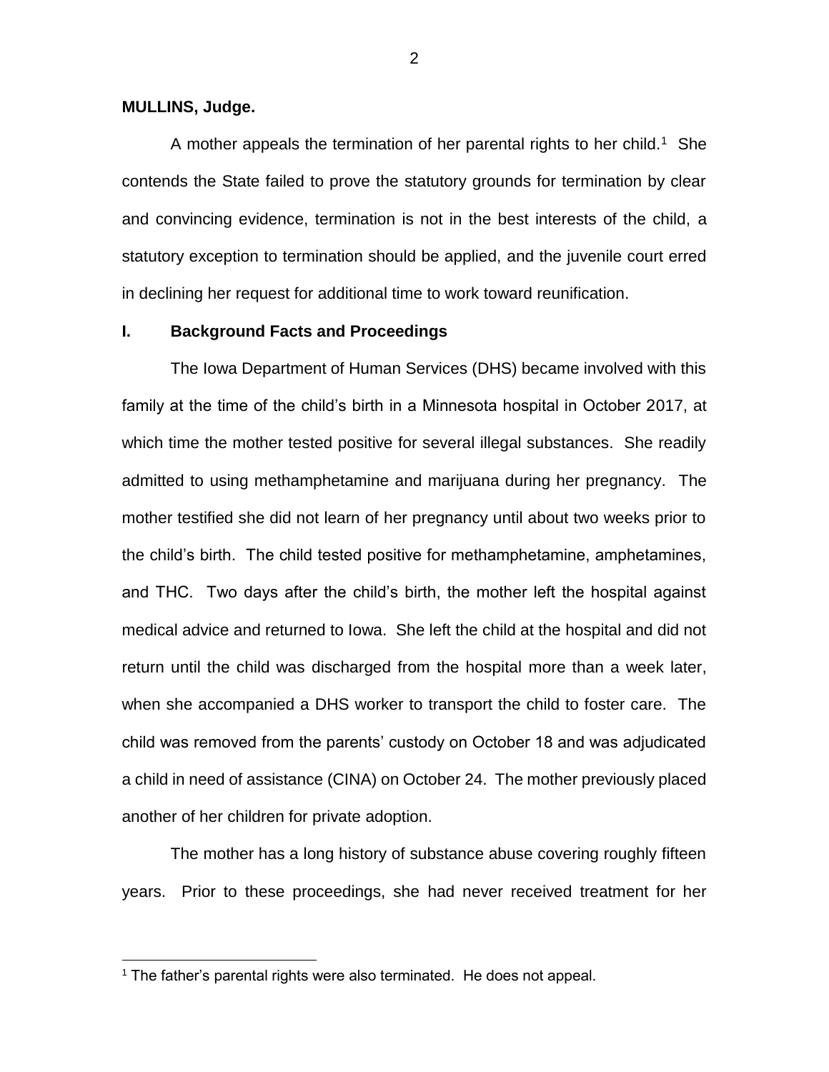**MULLINS, Judge.**

A mother appeals the termination of her parental rights to her child.[1] She contends the State failed to prove the statutory grounds for termination by clear and convincing evidence, termination is not in the best interests of the child, a statutory exception to termination should be applied, and the juvenile court erred in declining her request for additional time to work toward reunification.

## I. Background Facts and Proceedings

The Iowa Department of Human Services (DHS) became involved with this family at the time of the child's birth in a Minnesota hospital in October 2017, at which time the mother tested positive for several illegal substances. She readily admitted to using methamphetamine and marijuana during her pregnancy. The mother testified she did not learn of her pregnancy until about two weeks prior to the child's birth. The child tested positive for methamphetamine, amphetamines, and THC. Two days after the child's birth, the mother left the hospital against medical advice and returned to Iowa. She left the child at the hospital and did not return until the child was discharged from the hospital more than a week later, when she accompanied a DHS worker to transport the child to foster care. The child was removed from the parents' custody on October 18 and was adjudicated a child in need of assistance (CINA) on October 24. The mother previously placed another of her children for private adoption.

The mother has a long history of substance abuse covering roughly fifteen years. Prior to these proceedings, she had never received treatment for her

[1] The father's parental rights were also terminated. He does not appeal.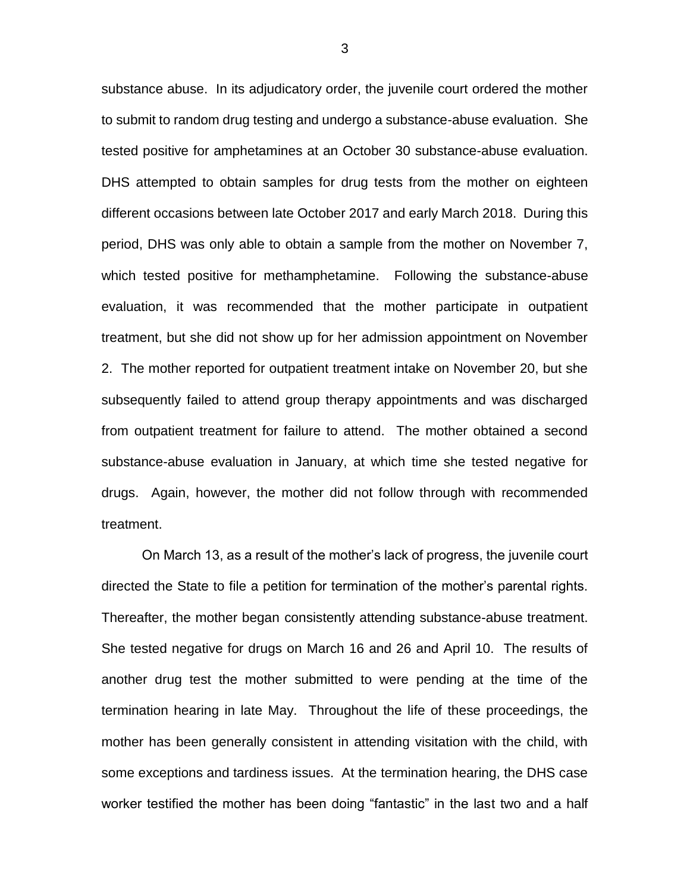substance abuse. In its adjudicatory order, the juvenile court ordered the mother to submit to random drug testing and undergo a substance-abuse evaluation. She tested positive for amphetamines at an October 30 substance-abuse evaluation. DHS attempted to obtain samples for drug tests from the mother on eighteen different occasions between late October 2017 and early March 2018. During this period, DHS was only able to obtain a sample from the mother on November 7, which tested positive for methamphetamine. Following the substance-abuse evaluation, it was recommended that the mother participate in outpatient treatment, but she did not show up for her admission appointment on November 2. The mother reported for outpatient treatment intake on November 20, but she subsequently failed to attend group therapy appointments and was discharged from outpatient treatment for failure to attend. The mother obtained a second substance-abuse evaluation in January, at which time she tested negative for drugs. Again, however, the mother did not follow through with recommended treatment.

On March 13, as a result of the mother's lack of progress, the juvenile court directed the State to file a petition for termination of the mother's parental rights. Thereafter, the mother began consistently attending substance-abuse treatment. She tested negative for drugs on March 16 and 26 and April 10. The results of another drug test the mother submitted to were pending at the time of the termination hearing in late May. Throughout the life of these proceedings, the mother has been generally consistent in attending visitation with the child, with some exceptions and tardiness issues. At the termination hearing, the DHS case worker testified the mother has been doing "fantastic" in the last two and a half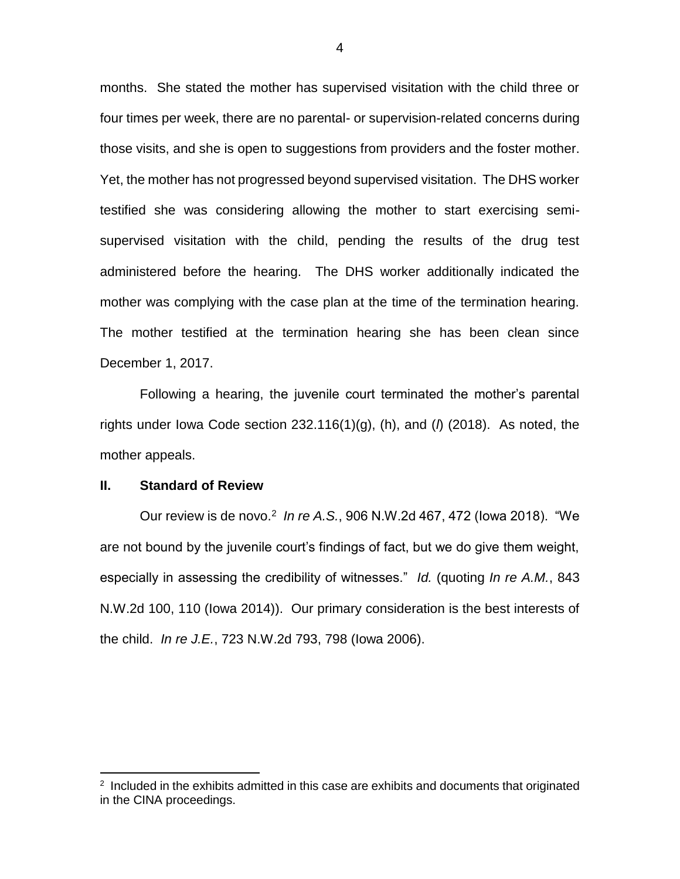months. She stated the mother has supervised visitation with the child three or four times per week, there are no parental- or supervision-related concerns during those visits, and she is open to suggestions from providers and the foster mother. Yet, the mother has not progressed beyond supervised visitation. The DHS worker testified she was considering allowing the mother to start exercising semi-supervised visitation with the child, pending the results of the drug test administered before the hearing. The DHS worker additionally indicated the mother was complying with the case plan at the time of the termination hearing. The mother testified at the termination hearing she has been clean since December 1, 2017.

Following a hearing, the juvenile court terminated the mother's parental rights under Iowa Code section 232.116(1)(g), (h), and (*l*) (2018). As noted, the mother appeals.

## II. Standard of Review

Our review is de novo.[2] *In re A.S.*, 906 N.W.2d 467, 472 (Iowa 2018). "We are not bound by the juvenile court's findings of fact, but we do give them weight, especially in assessing the credibility of witnesses." *Id.* (quoting *In re A.M.*, 843 N.W.2d 100, 110 (Iowa 2014)). Our primary consideration is the best interests of the child. *In re J.E.*, 723 N.W.2d 793, 798 (Iowa 2006).

---

[2] Included in the exhibits admitted in this case are exhibits and documents that originated in the CINA proceedings.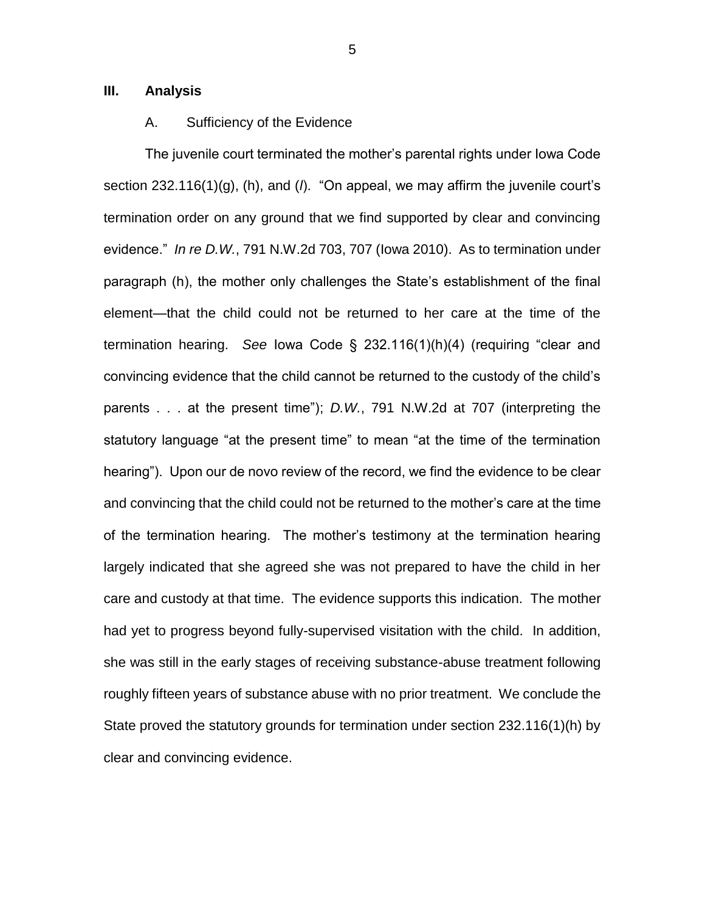## III. Analysis

### A. Sufficiency of the Evidence

The juvenile court terminated the mother's parental rights under Iowa Code section 232.116(1)(g), (h), and (*l*). "On appeal, we may affirm the juvenile court's termination order on any ground that we find supported by clear and convincing evidence." *In re D.W.*, 791 N.W.2d 703, 707 (Iowa 2010). As to termination under paragraph (h), the mother only challenges the State's establishment of the final element—that the child could not be returned to her care at the time of the termination hearing. *See* Iowa Code § 232.116(1)(h)(4) (requiring "clear and convincing evidence that the child cannot be returned to the custody of the child's parents . . . at the present time"); *D.W.*, 791 N.W.2d at 707 (interpreting the statutory language "at the present time" to mean "at the time of the termination hearing"). Upon our de novo review of the record, we find the evidence to be clear and convincing that the child could not be returned to the mother's care at the time of the termination hearing. The mother's testimony at the termination hearing largely indicated that she agreed she was not prepared to have the child in her care and custody at that time. The evidence supports this indication. The mother had yet to progress beyond fully-supervised visitation with the child. In addition, she was still in the early stages of receiving substance-abuse treatment following roughly fifteen years of substance abuse with no prior treatment. We conclude the State proved the statutory grounds for termination under section 232.116(1)(h) by clear and convincing evidence.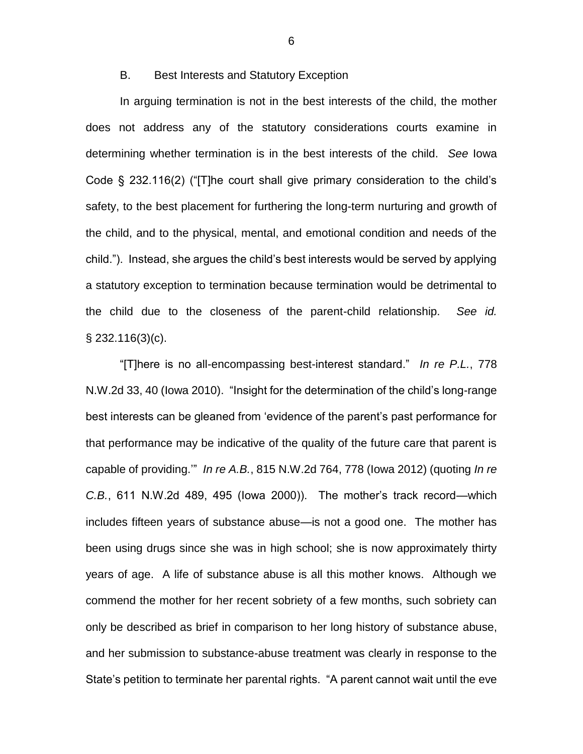### B. Best Interests and Statutory Exception

In arguing termination is not in the best interests of the child, the mother does not address any of the statutory considerations courts examine in determining whether termination is in the best interests of the child. *See* Iowa Code § 232.116(2) ("[T]he court shall give primary consideration to the child's safety, to the best placement for furthering the long-term nurturing and growth of the child, and to the physical, mental, and emotional condition and needs of the child."). Instead, she argues the child's best interests would be served by applying a statutory exception to termination because termination would be detrimental to the child due to the closeness of the parent-child relationship. *See id.* § 232.116(3)(c).

"[T]here is no all-encompassing best-interest standard." *In re P.L.*, 778 N.W.2d 33, 40 (Iowa 2010). "Insight for the determination of the child's long-range best interests can be gleaned from 'evidence of the parent's past performance for that performance may be indicative of the quality of the future care that parent is capable of providing.'" *In re A.B.*, 815 N.W.2d 764, 778 (Iowa 2012) (quoting *In re C.B.*, 611 N.W.2d 489, 495 (Iowa 2000)). The mother's track record—which includes fifteen years of substance abuse—is not a good one. The mother has been using drugs since she was in high school; she is now approximately thirty years of age. A life of substance abuse is all this mother knows. Although we commend the mother for her recent sobriety of a few months, such sobriety can only be described as brief in comparison to her long history of substance abuse, and her submission to substance-abuse treatment was clearly in response to the State's petition to terminate her parental rights. "A parent cannot wait until the eve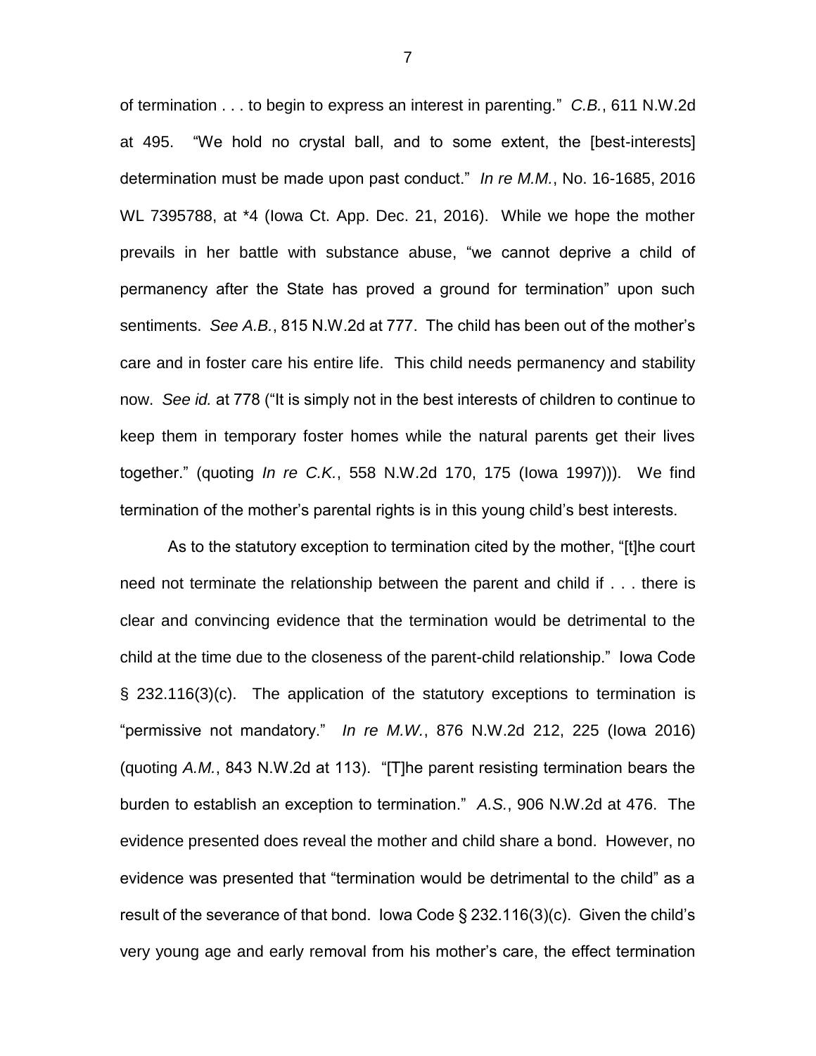of termination . . . to begin to express an interest in parenting." *C.B.*, 611 N.W.2d at 495. "We hold no crystal ball, and to some extent, the [best-interests] determination must be made upon past conduct." *In re M.M.*, No. 16-1685, 2016 WL 7395788, at *4 (Iowa Ct. App. Dec. 21, 2016). While we hope the mother prevails in her battle with substance abuse, "we cannot deprive a child of permanency after the State has proved a ground for termination" upon such sentiments. *See A.B.*, 815 N.W.2d at 777. The child has been out of the mother's care and in foster care his entire life. This child needs permanency and stability now. *See id.* at 778 ("It is simply not in the best interests of children to continue to keep them in temporary foster homes while the natural parents get their lives together." (quoting *In re C.K.*, 558 N.W.2d 170, 175 (Iowa 1997))). We find termination of the mother's parental rights is in this young child's best interests.

As to the statutory exception to termination cited by the mother, "[t]he court need not terminate the relationship between the parent and child if . . . there is clear and convincing evidence that the termination would be detrimental to the child at the time due to the closeness of the parent-child relationship." Iowa Code § 232.116(3)(c). The application of the statutory exceptions to termination is "permissive not mandatory." *In re M.W.*, 876 N.W.2d 212, 225 (Iowa 2016) (quoting *A.M.*, 843 N.W.2d at 113). "[T]he parent resisting termination bears the burden to establish an exception to termination." *A.S.*, 906 N.W.2d at 476. The evidence presented does reveal the mother and child share a bond. However, no evidence was presented that "termination would be detrimental to the child" as a result of the severance of that bond. Iowa Code § 232.116(3)(c). Given the child's very young age and early removal from his mother's care, the effect termination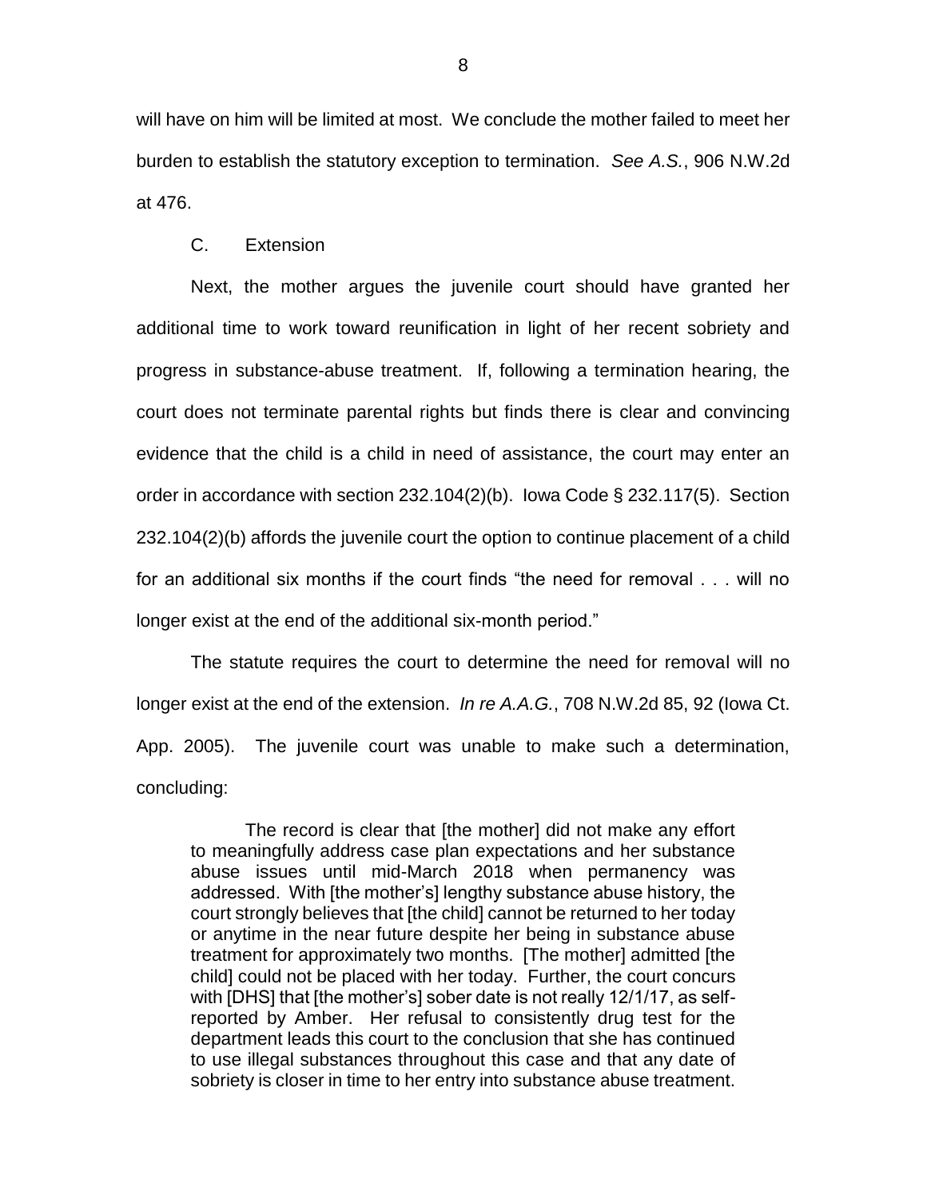will have on him will be limited at most. We conclude the mother failed to meet her burden to establish the statutory exception to termination. *See A.S.*, 906 N.W.2d at 476.

C. Extension

Next, the mother argues the juvenile court should have granted her additional time to work toward reunification in light of her recent sobriety and progress in substance-abuse treatment. If, following a termination hearing, the court does not terminate parental rights but finds there is clear and convincing evidence that the child is a child in need of assistance, the court may enter an order in accordance with section 232.104(2)(b). Iowa Code § 232.117(5). Section 232.104(2)(b) affords the juvenile court the option to continue placement of a child for an additional six months if the court finds "the need for removal . . . will no longer exist at the end of the additional six-month period."

The statute requires the court to determine the need for removal will no longer exist at the end of the extension. *In re A.A.G.*, 708 N.W.2d 85, 92 (Iowa Ct. App. 2005). The juvenile court was unable to make such a determination, concluding:

> The record is clear that [the mother] did not make any effort to meaningfully address case plan expectations and her substance abuse issues until mid-March 2018 when permanency was addressed. With [the mother's] lengthy substance abuse history, the court strongly believes that [the child] cannot be returned to her today or anytime in the near future despite her being in substance abuse treatment for approximately two months. [The mother] admitted [the child] could not be placed with her today. Further, the court concurs with [DHS] that [the mother's] sober date is not really 12/1/17, as self-reported by Amber. Her refusal to consistently drug test for the department leads this court to the conclusion that she has continued to use illegal substances throughout this case and that any date of sobriety is closer in time to her entry into substance abuse treatment.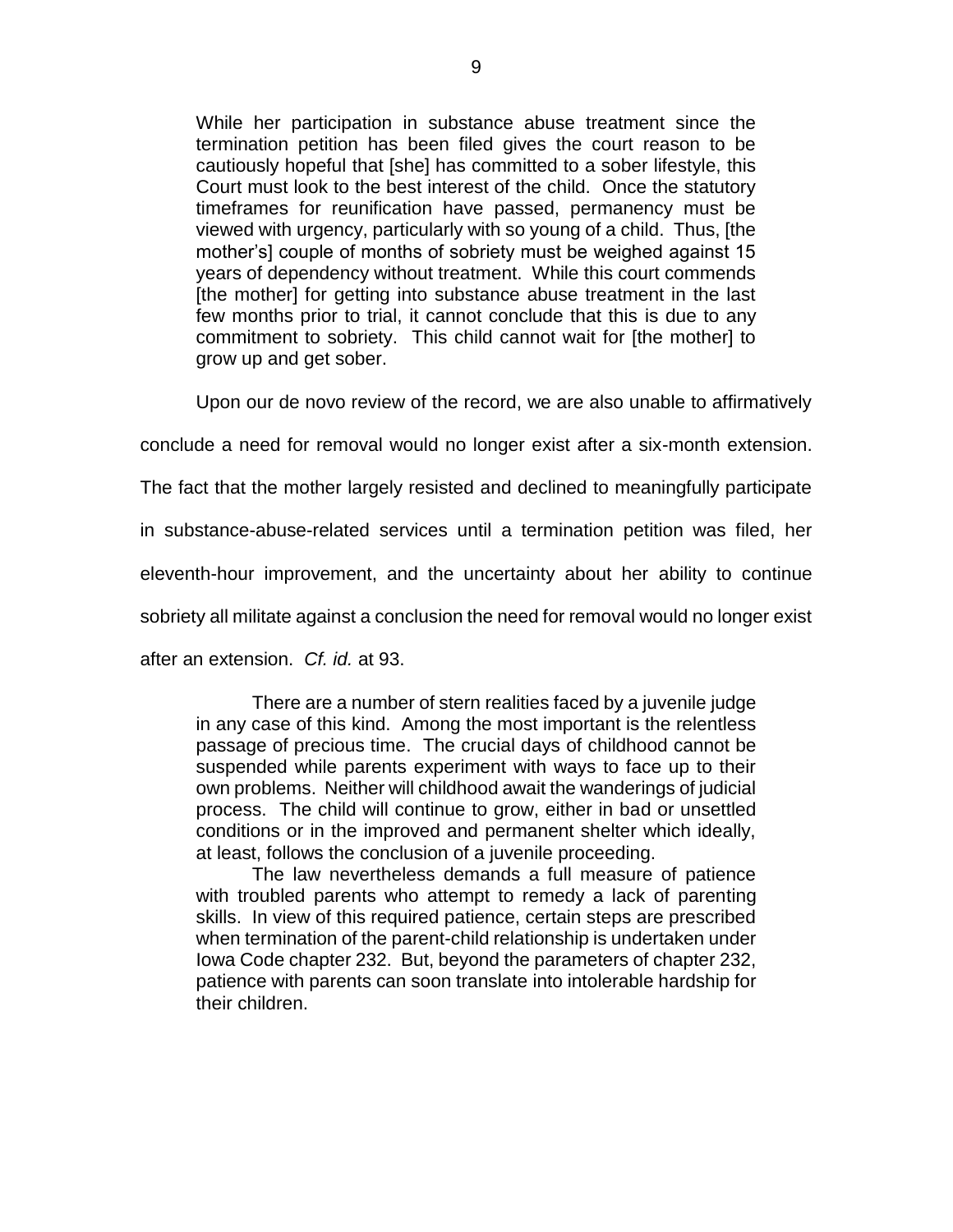> While her participation in substance abuse treatment since the termination petition has been filed gives the court reason to be cautiously hopeful that [she] has committed to a sober lifestyle, this Court must look to the best interest of the child. Once the statutory timeframes for reunification have passed, permanency must be viewed with urgency, particularly with so young of a child. Thus, [the mother's] couple of months of sobriety must be weighed against 15 years of dependency without treatment. While this court commends [the mother] for getting into substance abuse treatment in the last few months prior to trial, it cannot conclude that this is due to any commitment to sobriety. This child cannot wait for [the mother] to grow up and get sober.

Upon our de novo review of the record, we are also unable to affirmatively conclude a need for removal would no longer exist after a six-month extension. The fact that the mother largely resisted and declined to meaningfully participate in substance-abuse-related services until a termination petition was filed, her eleventh-hour improvement, and the uncertainty about her ability to continue sobriety all militate against a conclusion the need for removal would no longer exist after an extension. *Cf. id.* at 93.

> There are a number of stern realities faced by a juvenile judge in any case of this kind. Among the most important is the relentless passage of precious time. The crucial days of childhood cannot be suspended while parents experiment with ways to face up to their own problems. Neither will childhood await the wanderings of judicial process. The child will continue to grow, either in bad or unsettled conditions or in the improved and permanent shelter which ideally, at least, follows the conclusion of a juvenile proceeding.
>
> The law nevertheless demands a full measure of patience with troubled parents who attempt to remedy a lack of parenting skills. In view of this required patience, certain steps are prescribed when termination of the parent-child relationship is undertaken under Iowa Code chapter 232. But, beyond the parameters of chapter 232, patience with parents can soon translate into intolerable hardship for their children.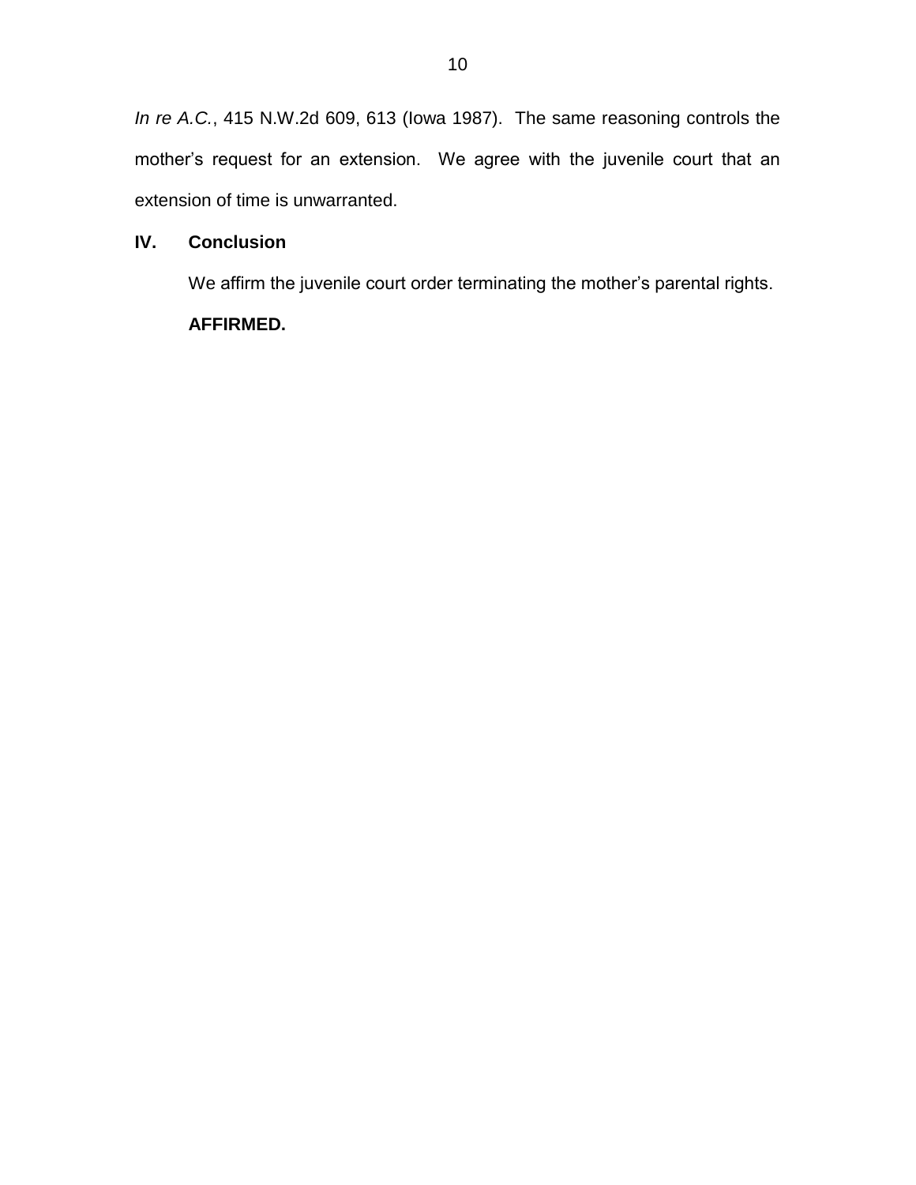*In re A.C.*, 415 N.W.2d 609, 613 (Iowa 1987). The same reasoning controls the mother's request for an extension. We agree with the juvenile court that an extension of time is unwarranted.

## IV. Conclusion

We affirm the juvenile court order terminating the mother's parental rights.

**AFFIRMED.**